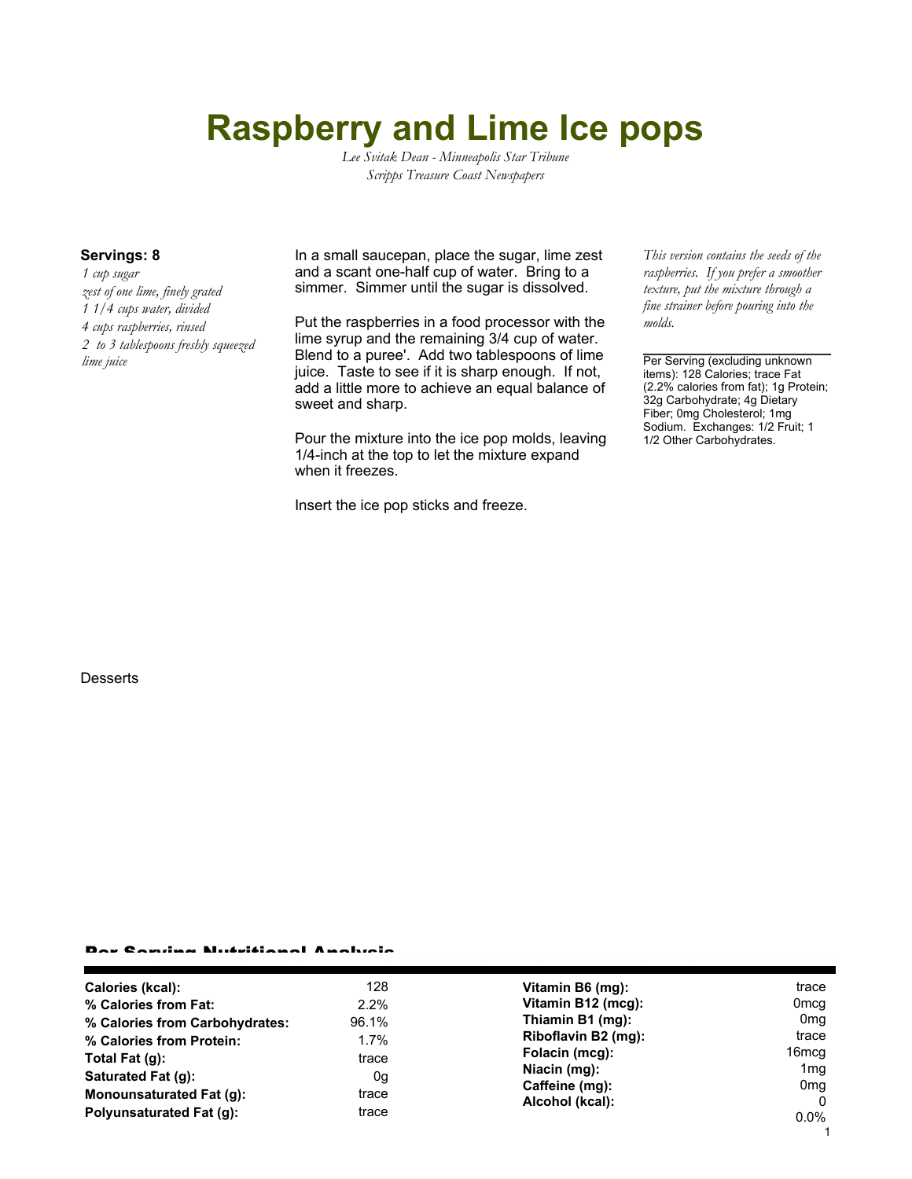# Raspberry and Lime Ice pops

*Lee Svitak Dean - Minneapolis Star Tribune*
*Scripps Treasure Coast Newspapers*

**Servings: 8**

*1 cup sugar*
*zest of one lime, finely grated*
*1 1/4 cups water, divided*
*4 cups raspberries, rinsed*
*2 to 3 tablespoons freshly squeezed lime juice*

In a small saucepan, place the sugar, lime zest and a scant one-half cup of water. Bring to a simmer. Simmer until the sugar is dissolved.

Put the raspberries in a food processor with the lime syrup and the remaining 3/4 cup of water. Blend to a puree'. Add two tablespoons of lime juice. Taste to see if it is sharp enough. If not, add a little more to achieve an equal balance of sweet and sharp.

Pour the mixture into the ice pop molds, leaving 1/4-inch at the top to let the mixture expand when it freezes.

Insert the ice pop sticks and freeze.

*This version contains the seeds of the raspberries. If you prefer a smoother texture, put the mixture through a fine strainer before pouring into the molds.*

Per Serving (excluding unknown items): 128 Calories; trace Fat (2.2% calories from fat); 1g Protein; 32g Carbohydrate; 4g Dietary Fiber; 0mg Cholesterol; 1mg Sodium. Exchanges: 1/2 Fruit; 1 1/2 Other Carbohydrates.

Desserts

## Per Serving Nutritional Analysis

| | | | |
|---|---|---|---|
| **Calories (kcal):** | 128 | **Vitamin B6 (mg):** | trace |
| **% Calories from Fat:** | 2.2% | **Vitamin B12 (mcg):** | 0mcg |
| **% Calories from Carbohydrates:** | 96.1% | **Thiamin B1 (mg):** | 0mg |
| **% Calories from Protein:** | 1.7% | **Riboflavin B2 (mg):** | trace |
| **Total Fat (g):** | trace | **Folacin (mcg):** | 16mcg |
| **Saturated Fat (g):** | 0g | **Niacin (mg):** | 1mg |
| **Monounsaturated Fat (g):** | trace | **Caffeine (mg):** | 0mg |
| **Polyunsaturated Fat (g):** | trace | **Alcohol (kcal):** | 0 |
| | | | 0.0% |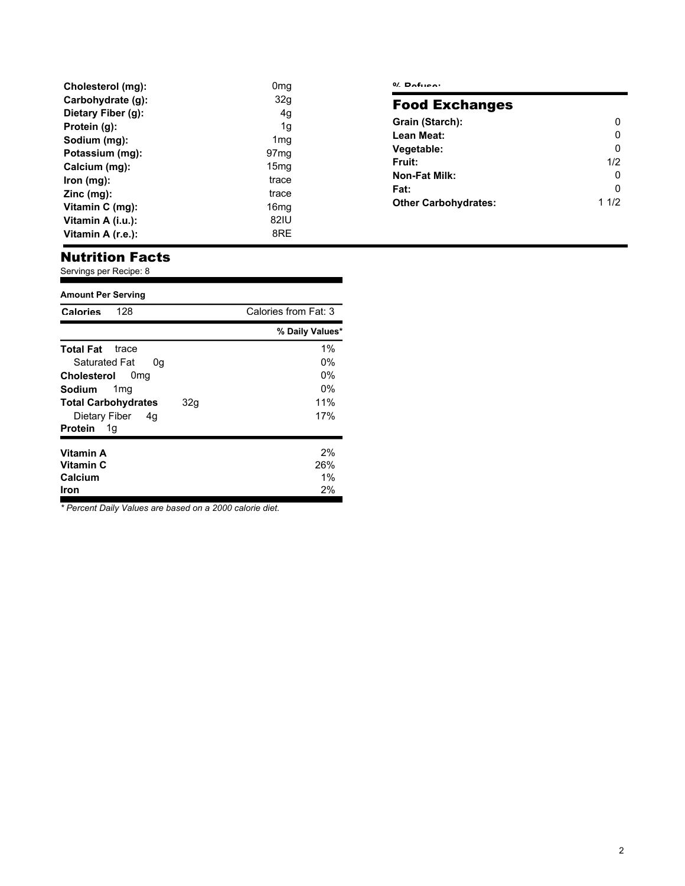| | |
|---|---|
| **Cholesterol (mg):** | 0mg |
| **Carbohydrate (g):** | 32g |
| **Dietary Fiber (g):** | 4g |
| **Protein (g):** | 1g |
| **Sodium (mg):** | 1mg |
| **Potassium (mg):** | 97mg |
| **Calcium (mg):** | 15mg |
| **Iron (mg):** | trace |
| **Zinc (mg):** | trace |
| **Vitamin C (mg):** | 16mg |
| **Vitamin A (i.u.):** | 82IU |
| **Vitamin A (r.e.):** | 8RE |

**% Refuse:**

## Food Exchanges

| | |
|---|---|
| **Grain (Starch):** | 0 |
| **Lean Meat:** | 0 |
| **Vegetable:** | 0 |
| **Fruit:** | 1/2 |
| **Non-Fat Milk:** | 0 |
| **Fat:** | 0 |
| **Other Carbohydrates:** | 1 1/2 |

## Nutrition Facts

Servings per Recipe: 8

**Amount Per Serving**

**Calories** 128 — Calories from Fat: 3

| | % Daily Values* |
|---|---|
| **Total Fat** trace | 1% |
| Saturated Fat 0g | 0% |
| **Cholesterol** 0mg | 0% |
| **Sodium** 1mg | 0% |
| **Total Carbohydrates** 32g | 11% |
| Dietary Fiber 4g | 17% |
| **Protein** 1g | |
| **Vitamin A** | 2% |
| **Vitamin C** | 26% |
| **Calcium** | 1% |
| **Iron** | 2% |

*\* Percent Daily Values are based on a 2000 calorie diet.*